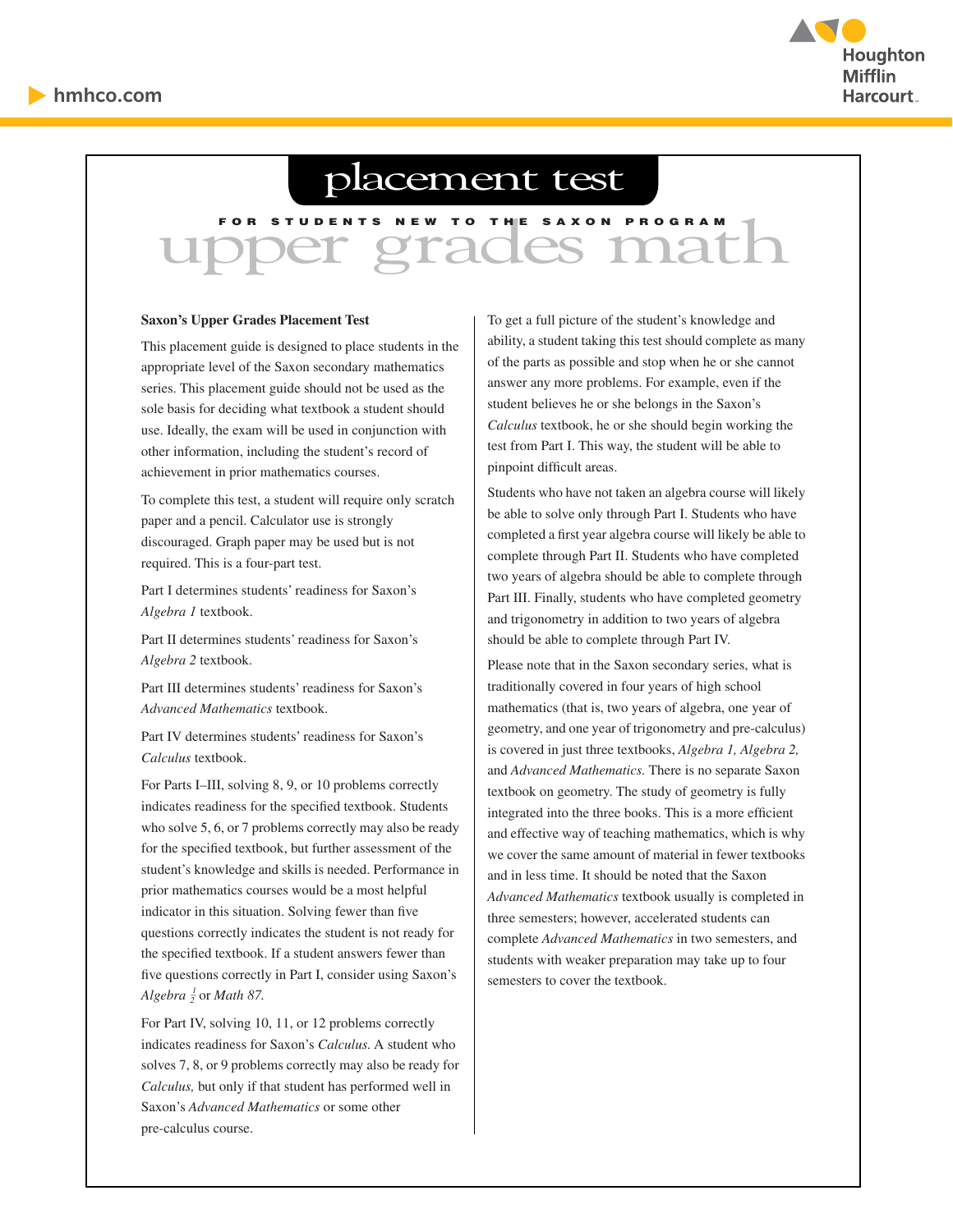# placement test

FOR STUDENTS NEW TO THE SAXON PROGRAM

# upper grades math

**Saxon's Upper Grades Placement Test**

This placement guide is designed to place students in the appropriate level of the Saxon secondary mathematics series. This placement guide should not be used as the sole basis for deciding what textbook a student should use. Ideally, the exam will be used in conjunction with other information, including the student's record of achievement in prior mathematics courses.

To complete this test, a student will require only scratch paper and a pencil. Calculator use is strongly discouraged. Graph paper may be used but is not required. This is a four-part test.

Part I determines students' readiness for Saxon's *Algebra 1* textbook.

Part II determines students' readiness for Saxon's *Algebra 2* textbook.

Part III determines students' readiness for Saxon's *Advanced Mathematics* textbook.

Part IV determines students' readiness for Saxon's *Calculus* textbook.

For Parts I–III, solving 8, 9, or 10 problems correctly indicates readiness for the specified textbook. Students who solve 5, 6, or 7 problems correctly may also be ready for the specified textbook, but further assessment of the student's knowledge and skills is needed. Performance in prior mathematics courses would be a most helpful indicator in this situation. Solving fewer than five questions correctly indicates the student is not ready for the specified textbook. If a student answers fewer than five questions correctly in Part I, consider using Saxon's *Algebra* $\frac{1}{2}$ or *Math 87.*

For Part IV, solving 10, 11, or 12 problems correctly indicates readiness for Saxon's *Calculus.* A student who solves 7, 8, or 9 problems correctly may also be ready for *Calculus,* but only if that student has performed well in Saxon's *Advanced Mathematics* or some other pre-calculus course.

To get a full picture of the student's knowledge and ability, a student taking this test should complete as many of the parts as possible and stop when he or she cannot answer any more problems. For example, even if the student believes he or she belongs in the Saxon's *Calculus* textbook, he or she should begin working the test from Part I. This way, the student will be able to pinpoint difficult areas.

Students who have not taken an algebra course will likely be able to solve only through Part I. Students who have completed a first year algebra course will likely be able to complete through Part II. Students who have completed two years of algebra should be able to complete through Part III. Finally, students who have completed geometry and trigonometry in addition to two years of algebra should be able to complete through Part IV.

Please note that in the Saxon secondary series, what is traditionally covered in four years of high school mathematics (that is, two years of algebra, one year of geometry, and one year of trigonometry and pre-calculus) is covered in just three textbooks, *Algebra 1, Algebra 2,* and *Advanced Mathematics.* There is no separate Saxon textbook on geometry. The study of geometry is fully integrated into the three books. This is a more efficient and effective way of teaching mathematics, which is why we cover the same amount of material in fewer textbooks and in less time. It should be noted that the Saxon *Advanced Mathematics* textbook usually is completed in three semesters; however, accelerated students can complete *Advanced Mathematics* in two semesters, and students with weaker preparation may take up to four semesters to cover the textbook.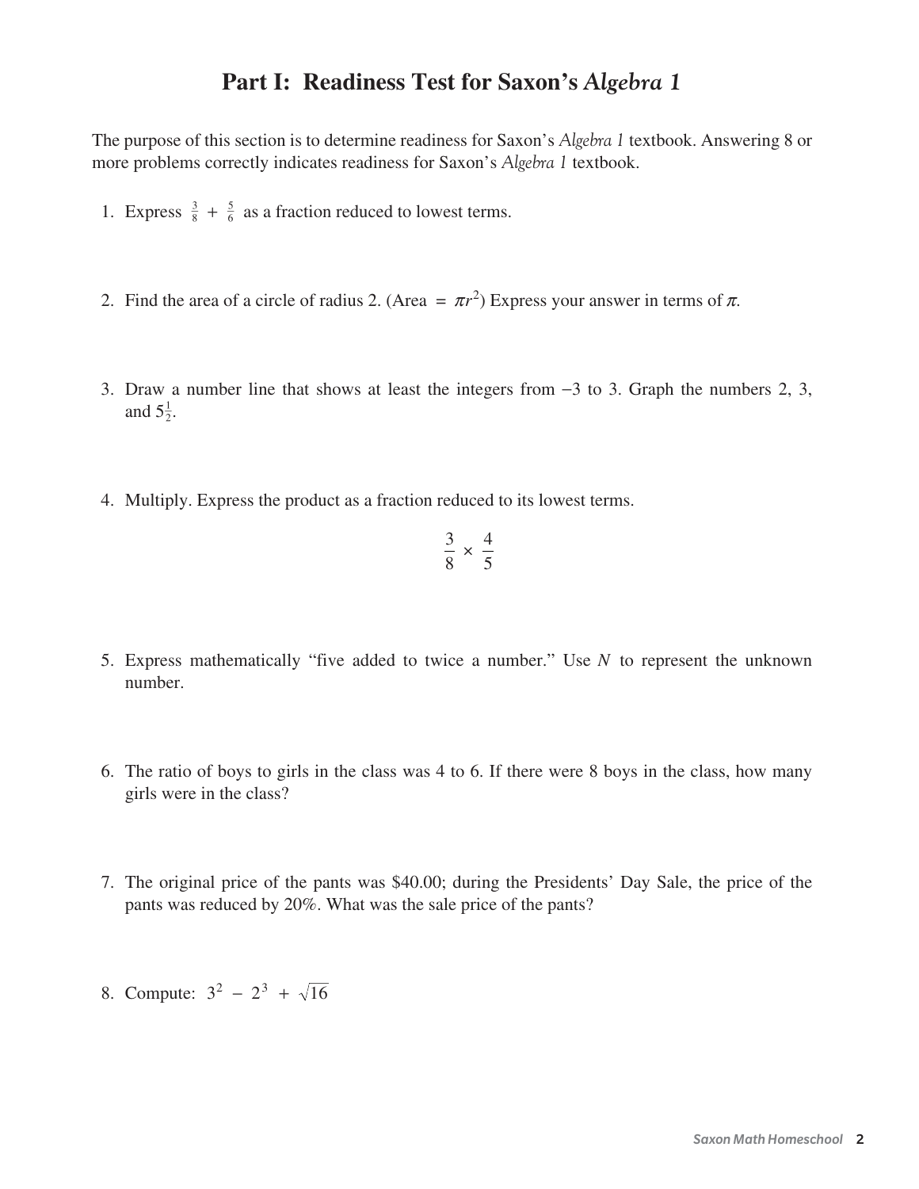# Part I: Readiness Test for Saxon's *Algebra 1*

The purpose of this section is to determine readiness for Saxon's *Algebra 1* textbook. Answering 8 or more problems correctly indicates readiness for Saxon's *Algebra 1* textbook.

1. Express $\frac{3}{8} + \frac{5}{6}$ as a fraction reduced to lowest terms.

2. Find the area of a circle of radius 2. (Area $= \pi r^2$) Express your answer in terms of $\pi$.

3. Draw a number line that shows at least the integers from $-3$ to 3. Graph the numbers 2, 3, and $5\frac{1}{2}$.

4. Multiply. Express the product as a fraction reduced to its lowest terms.

$$\frac{3}{8} \times \frac{4}{5}$$

5. Express mathematically "five added to twice a number." Use $N$ to represent the unknown number.

6. The ratio of boys to girls in the class was 4 to 6. If there were 8 boys in the class, how many girls were in the class?

7. The original price of the pants was $40.00; during the Presidents' Day Sale, the price of the pants was reduced by 20%. What was the sale price of the pants?

8. Compute: $3^2 - 2^3 + \sqrt{16}$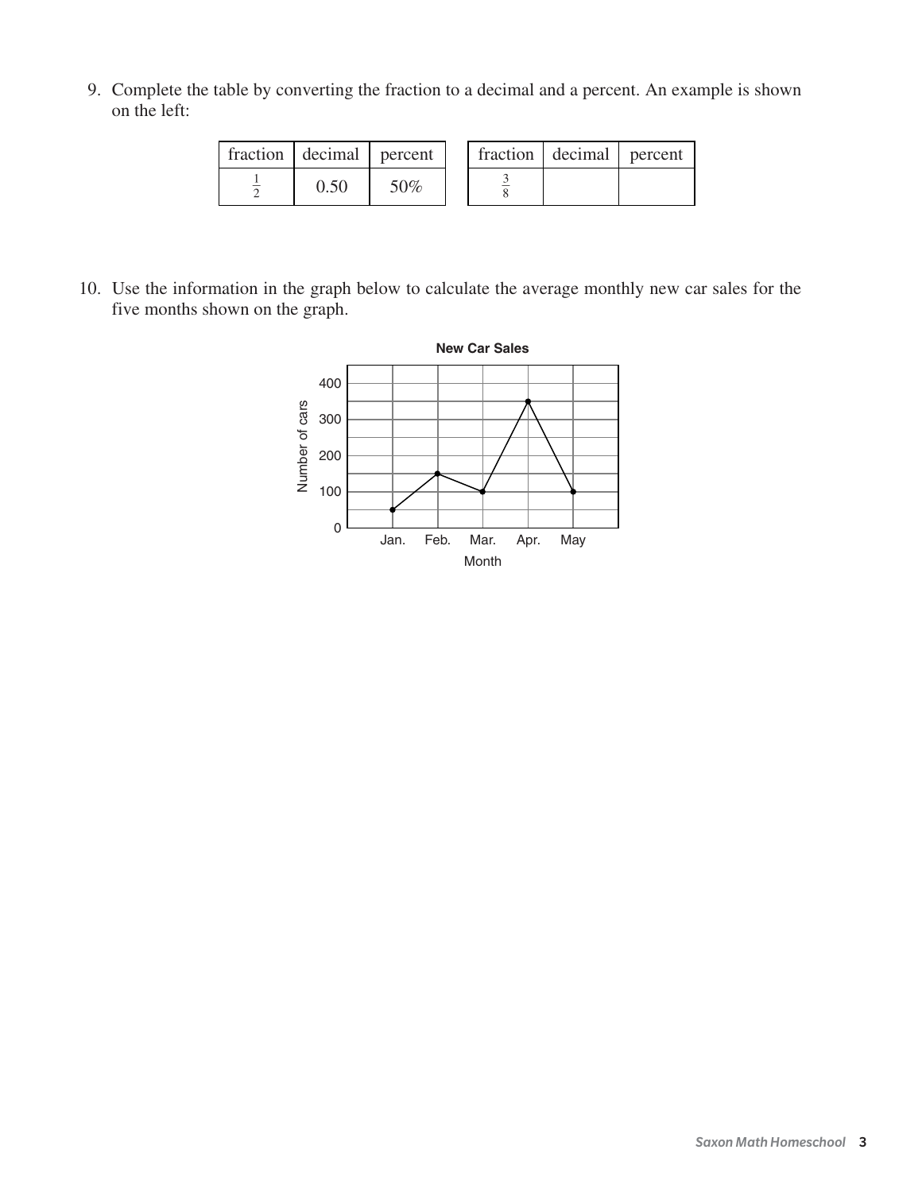9. Complete the table by converting the fraction to a decimal and a percent. An example is shown on the left:

| fraction | decimal | percent |
|---|---|---|
| $\frac{1}{2}$ | 0.50 | 50% |

| fraction | decimal | percent |
|---|---|---|
| $\frac{3}{8}$ | | |

10. Use the information in the graph below to calculate the average monthly new car sales for the five months shown on the graph.

**New Car Sales**

| Month | Number of cars |
|---|---|
| Jan. | 50 |
| Feb. | 150 |
| Mar. | 100 |
| Apr. | 350 |
| May | 100 |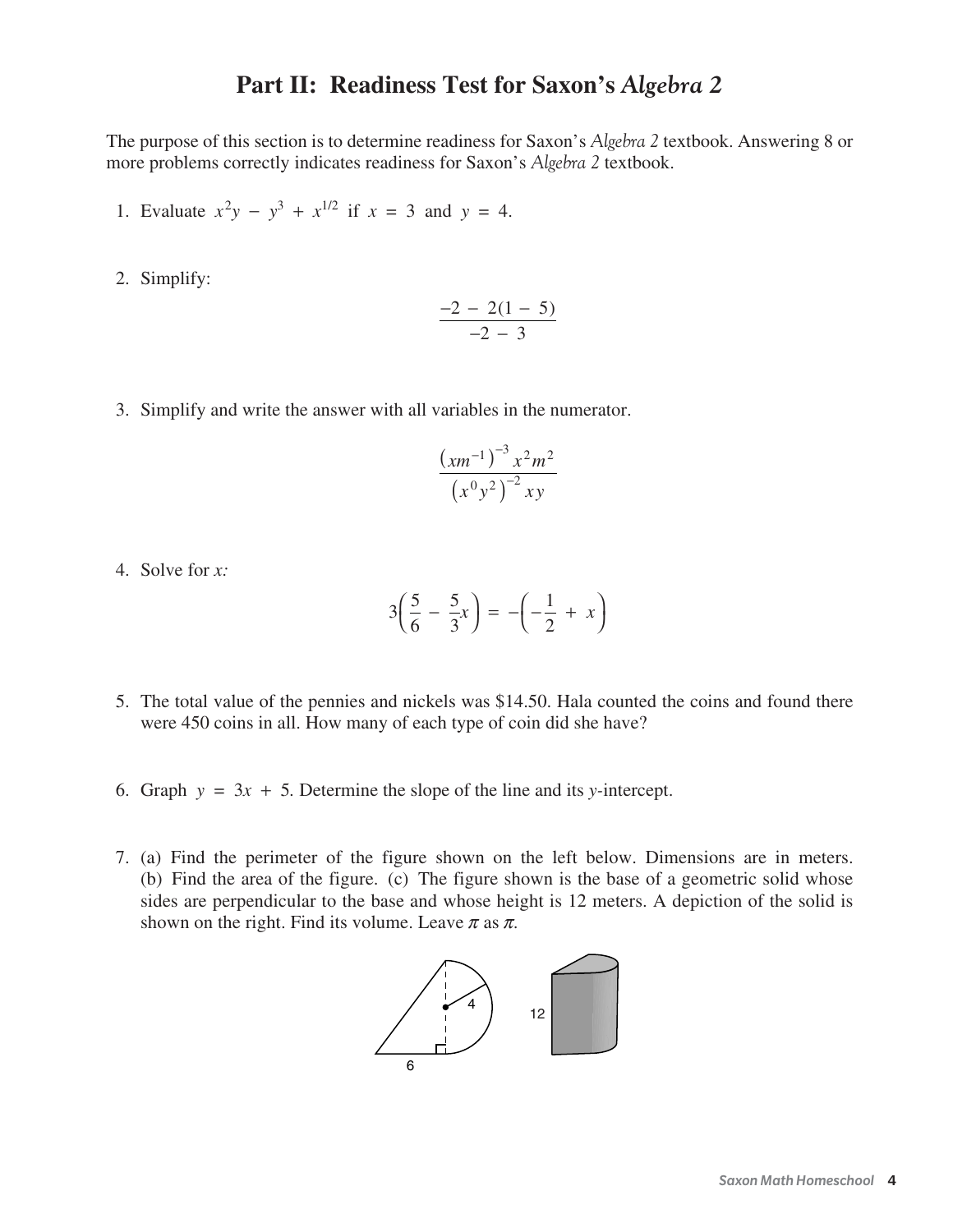# Part II: Readiness Test for Saxon's *Algebra 2*

The purpose of this section is to determine readiness for Saxon's *Algebra 2* textbook. Answering 8 or more problems correctly indicates readiness for Saxon's *Algebra 2* textbook.

1. Evaluate $x^2y - y^3 + x^{1/2}$ if $x = 3$ and $y = 4$.

2. Simplify:

$$\frac{-2 - 2(1 - 5)}{-2 - 3}$$

3. Simplify and write the answer with all variables in the numerator.

$$\frac{\left(xm^{-1}\right)^{-3} x^2 m^2}{\left(x^0 y^2\right)^{-2} xy}$$

4. Solve for *x:*

$$3\left(\frac{5}{6} - \frac{5}{3}x\right) = -\left(-\frac{1}{2} + x\right)$$

5. The total value of the pennies and nickels was \$14.50. Hala counted the coins and found there were 450 coins in all. How many of each type of coin did she have?

6. Graph $y = 3x + 5$. Determine the slope of the line and its $y$-intercept.

7. (a) Find the perimeter of the figure shown on the left below. Dimensions are in meters. (b) Find the area of the figure. (c) The figure shown is the base of a geometric solid whose sides are perpendicular to the base and whose height is 12 meters. A depiction of the solid is shown on the right. Find its volume. Leave $\pi$ as $\pi$.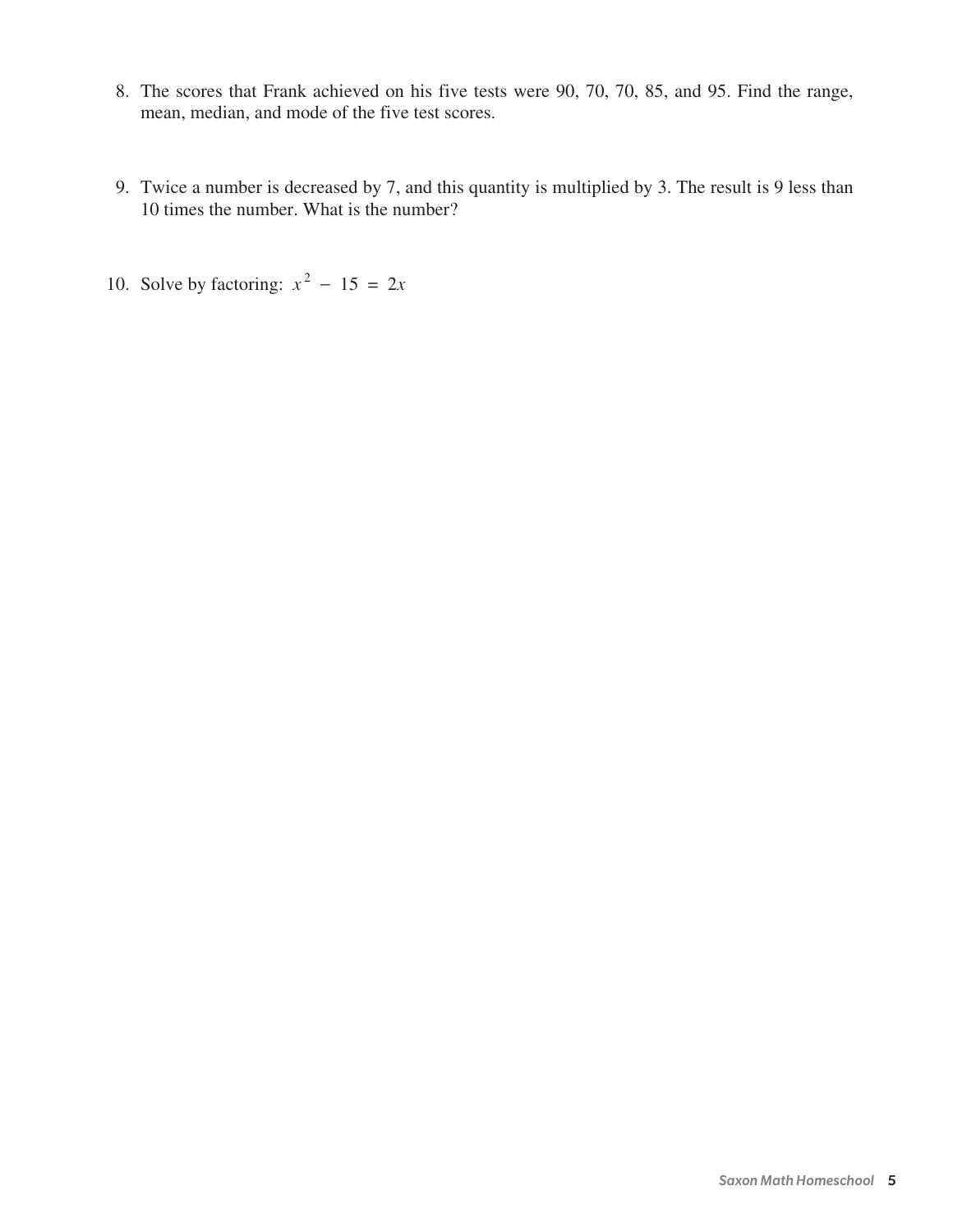8. The scores that Frank achieved on his five tests were 90, 70, 70, 85, and 95. Find the range, mean, median, and mode of the five test scores.

9. Twice a number is decreased by 7, and this quantity is multiplied by 3. The result is 9 less than 10 times the number. What is the number?

10. Solve by factoring: $x^2 - 15 = 2x$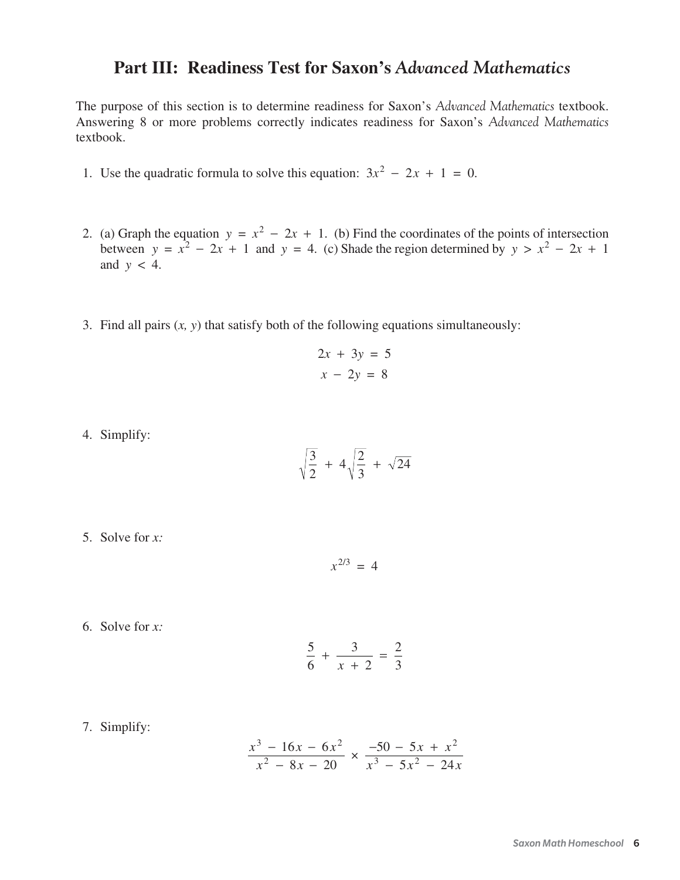# Part III: Readiness Test for Saxon's *Advanced Mathematics*

The purpose of this section is to determine readiness for Saxon's *Advanced Mathematics* textbook. Answering 8 or more problems correctly indicates readiness for Saxon's *Advanced Mathematics* textbook.

1. Use the quadratic formula to solve this equation: $3x^2 - 2x + 1 = 0$.

2. (a) Graph the equation $y = x^2 - 2x + 1$. (b) Find the coordinates of the points of intersection between $y = x^2 - 2x + 1$ and $y = 4$. (c) Shade the region determined by $y > x^2 - 2x + 1$ and $y < 4$.

3. Find all pairs $(x, y)$ that satisfy both of the following equations simultaneously:

$$2x + 3y = 5$$
$$x - 2y = 8$$

4. Simplify:

$$\sqrt{\frac{3}{2}} + 4\sqrt{\frac{2}{3}} + \sqrt{24}$$

5. Solve for $x$:

$$x^{2/3} = 4$$

6. Solve for $x$:

$$\frac{5}{6} + \frac{3}{x + 2} = \frac{2}{3}$$

7. Simplify:

$$\frac{x^3 - 16x - 6x^2}{x^2 - 8x - 20} \times \frac{-50 - 5x + x^2}{x^3 - 5x^2 - 24x}$$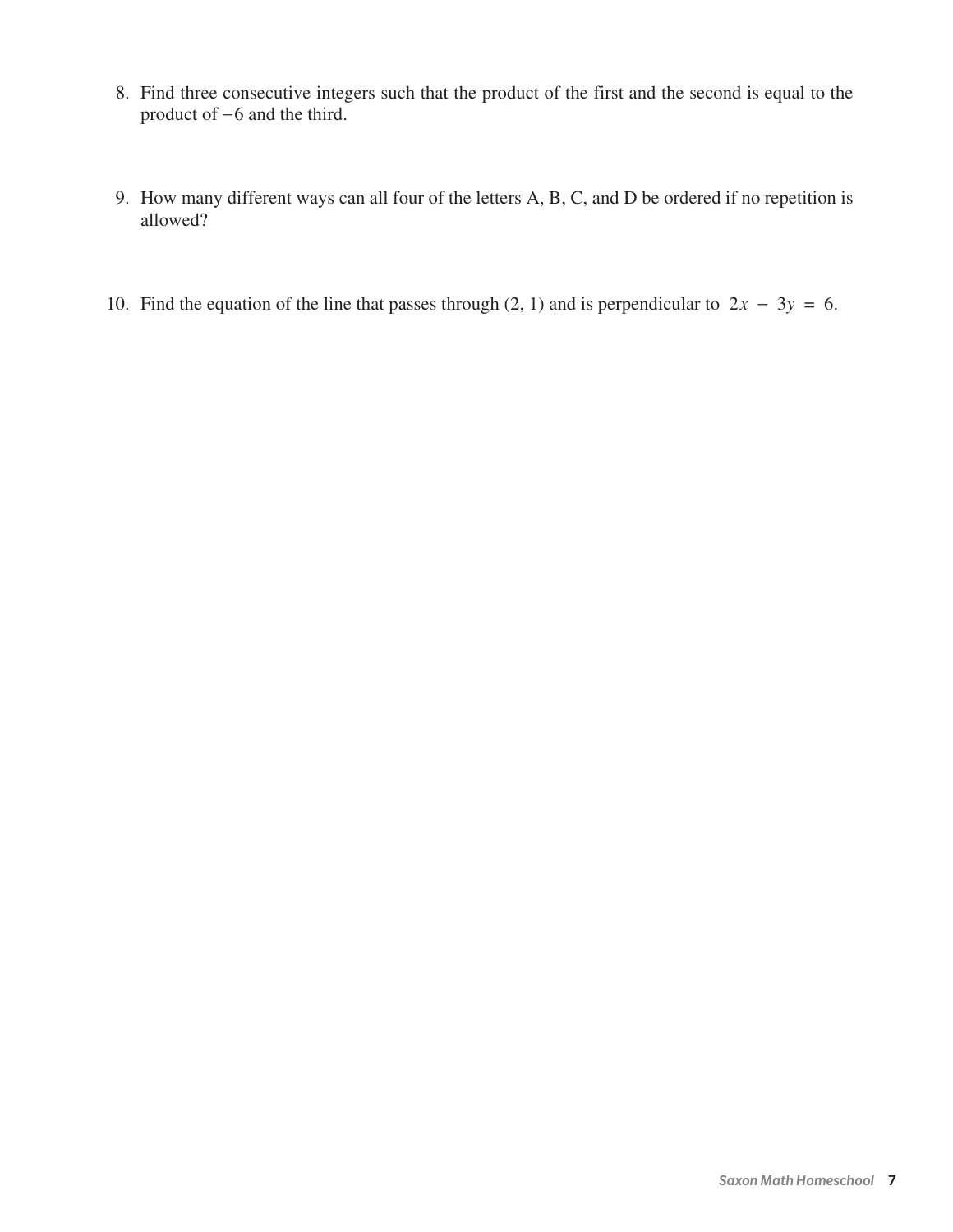8. Find three consecutive integers such that the product of the first and the second is equal to the product of $-6$ and the third.

9. How many different ways can all four of the letters A, B, C, and D be ordered if no repetition is allowed?

10. Find the equation of the line that passes through (2, 1) and is perpendicular to $2x - 3y = 6$.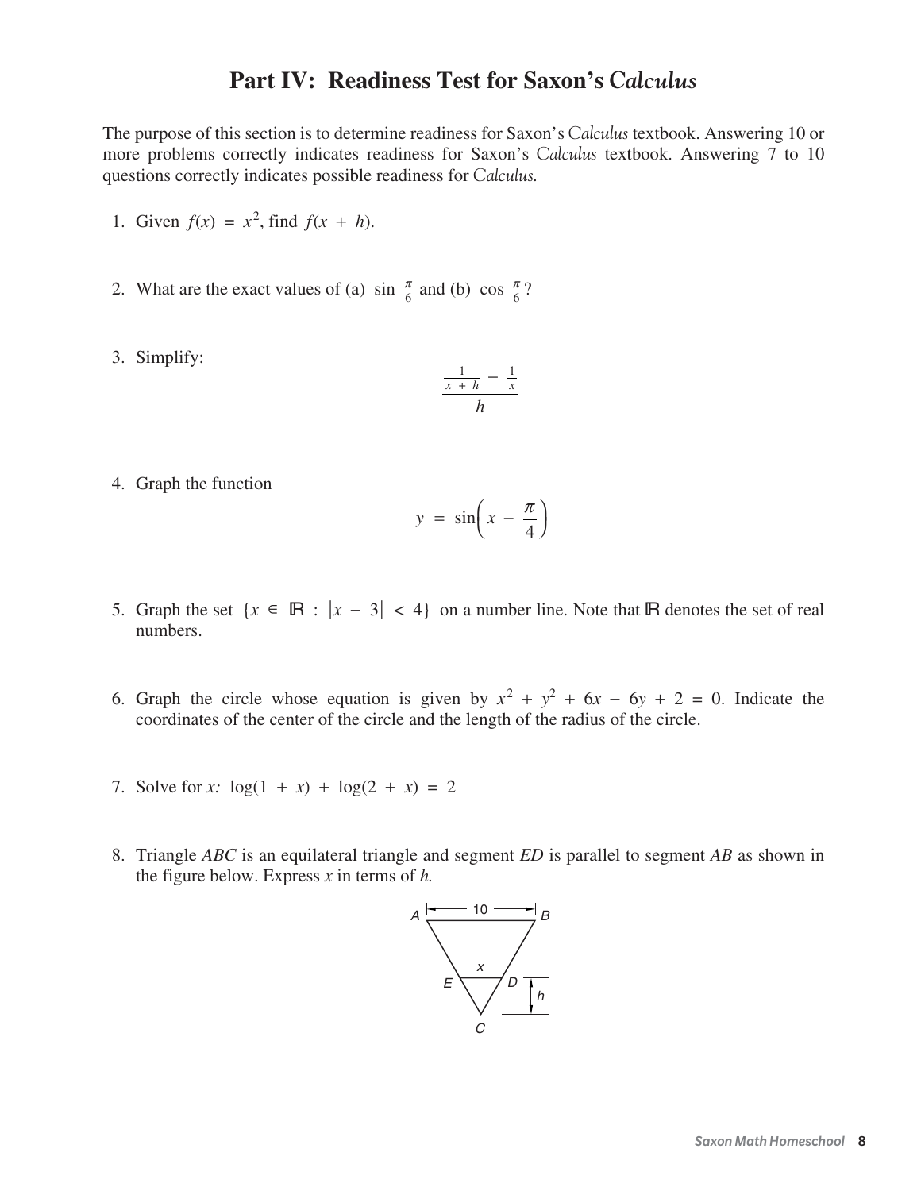# Part IV: Readiness Test for Saxon's *Calculus*

The purpose of this section is to determine readiness for Saxon's *Calculus* textbook. Answering 10 or more problems correctly indicates readiness for Saxon's *Calculus* textbook. Answering 7 to 10 questions correctly indicates possible readiness for *Calculus.*

1. Given $f(x) = x^2$, find $f(x + h)$.

2. What are the exact values of (a) $\sin \frac{\pi}{6}$ and (b) $\cos \frac{\pi}{6}$?

3. Simplify:

$$\frac{\frac{1}{x + h} - \frac{1}{x}}{h}$$

4. Graph the function

$$y = \sin\left(x - \frac{\pi}{4}\right)$$

5. Graph the set $\{x \in \mathbb{R} : |x - 3| < 4\}$ on a number line. Note that $\mathbb{R}$ denotes the set of real numbers.

6. Graph the circle whose equation is given by $x^2 + y^2 + 6x - 6y + 2 = 0$. Indicate the coordinates of the center of the circle and the length of the radius of the circle.

7. Solve for *x:* $\log(1 + x) + \log(2 + x) = 2$

8. Triangle *ABC* is an equilateral triangle and segment *ED* is parallel to segment *AB* as shown in the figure below. Express *x* in terms of *h.*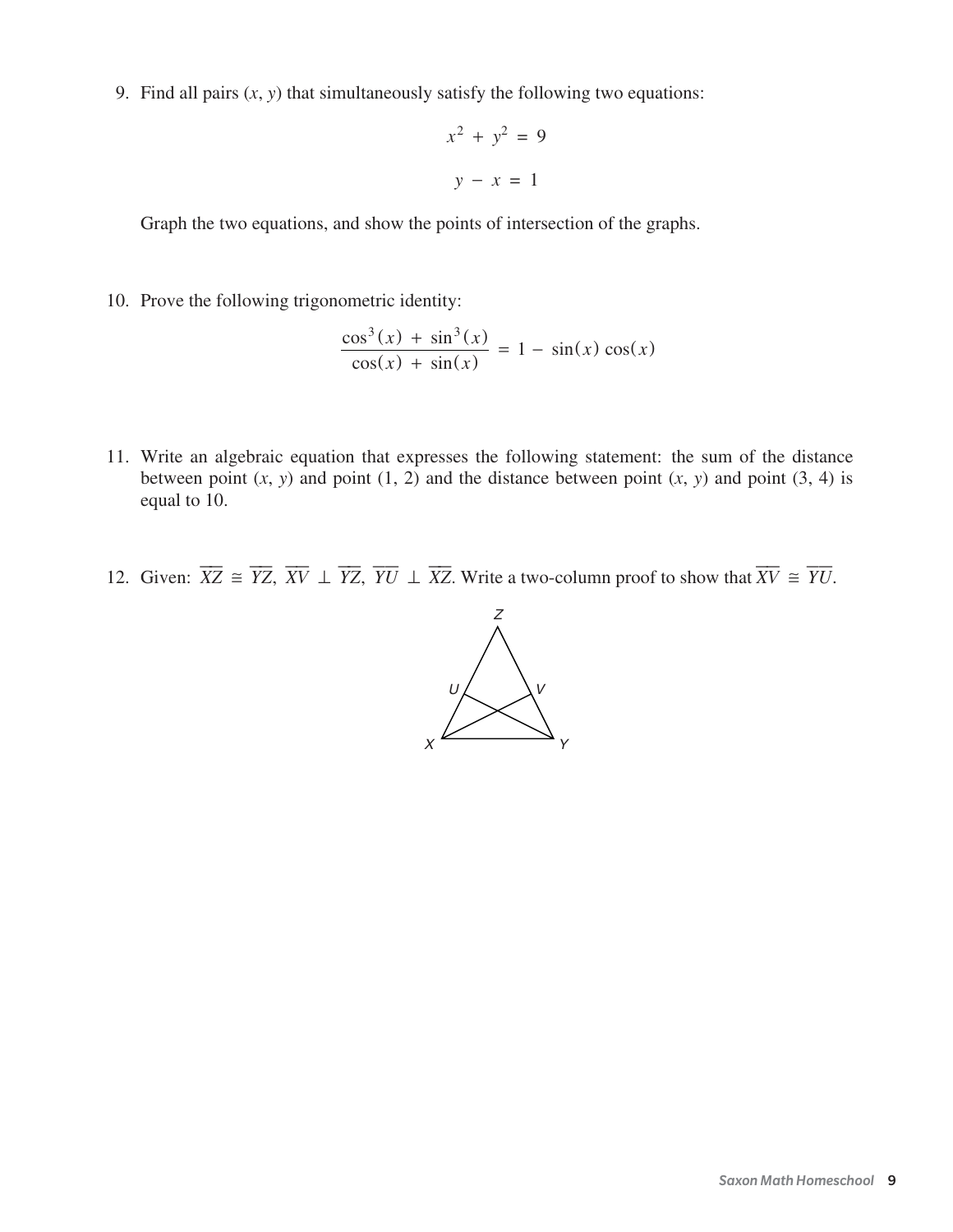9. Find all pairs $(x, y)$ that simultaneously satisfy the following two equations:

$$x^2 + y^2 = 9$$

$$y - x = 1$$

Graph the two equations, and show the points of intersection of the graphs.

10. Prove the following trigonometric identity:

$$\frac{\cos^3(x) + \sin^3(x)}{\cos(x) + \sin(x)} = 1 - \sin(x)\cos(x)$$

11. Write an algebraic equation that expresses the following statement: the sum of the distance between point $(x, y)$ and point $(1, 2)$ and the distance between point $(x, y)$ and point $(3, 4)$ is equal to 10.

12. Given: $\overline{XZ} \cong \overline{YZ}$, $\overline{XV} \perp \overline{YZ}$, $\overline{YU} \perp \overline{XZ}$. Write a two-column proof to show that $\overline{XV} \cong \overline{YU}$.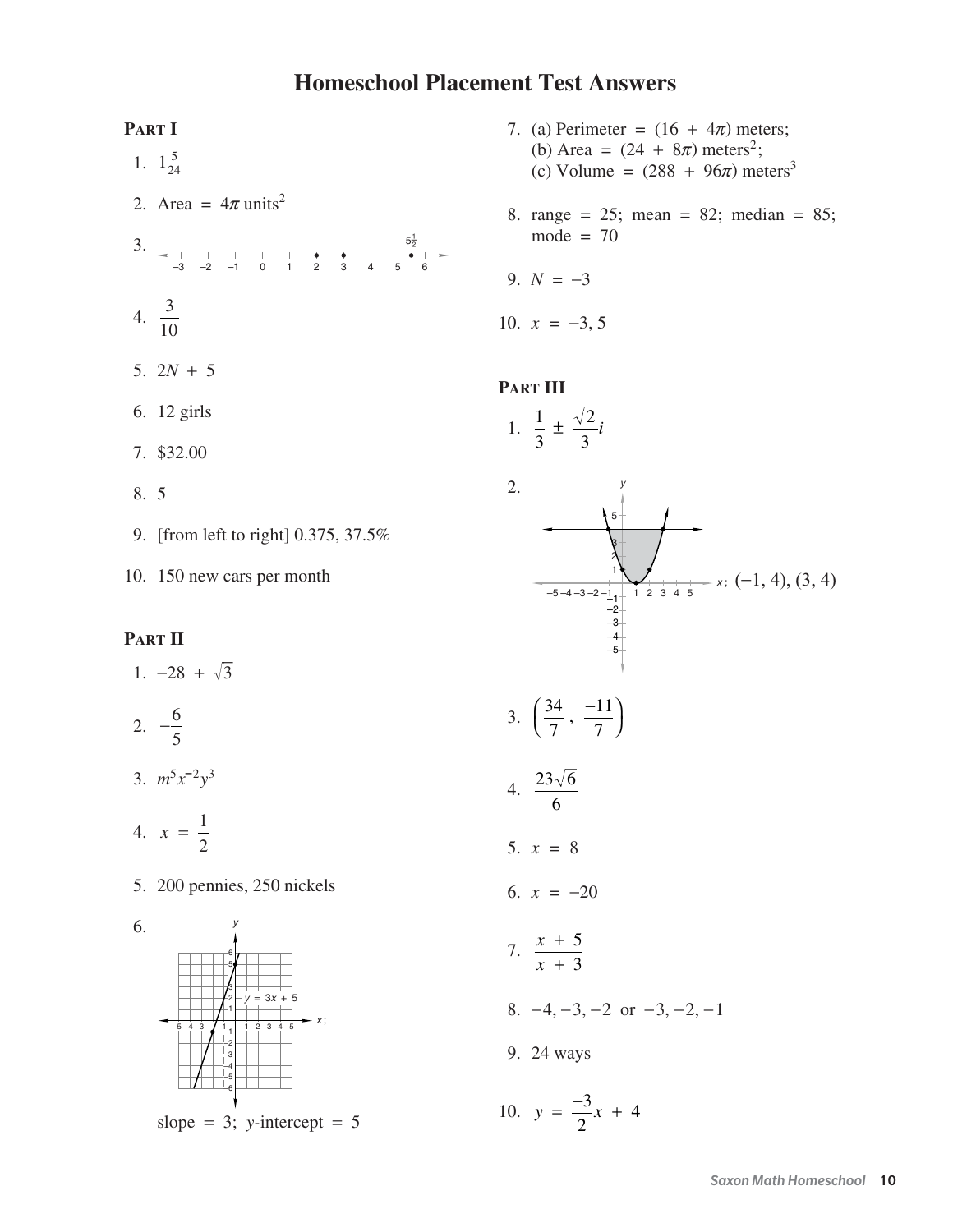# Homeschool Placement Test Answers

## Part I

1. $1\frac{5}{24}$
2. Area $= 4\pi$ units$^2$
3. [number line from −3 to 6 with points at 2, 3, and $5\frac{1}{2}$]
4. $\frac{3}{10}$
5. $2N + 5$
6. 12 girls
7. $32.00
8. 5
9. [from left to right] 0.375, 37.5%
10. 150 new cars per month

## Part II

1. $-28 + \sqrt{3}$
2. $-\frac{6}{5}$
3. $m^5x^{-2}y^3$
4. $x = \frac{1}{2}$
5. 200 pennies, 250 nickels
6. [graph of $y = 3x + 5$]; slope $= 3$; $y$-intercept $= 5$
7. (a) Perimeter $= (16 + 4\pi)$ meters;
   (b) Area $= (24 + 8\pi)$ meters$^2$;
   (c) Volume $= (288 + 96\pi)$ meters$^3$
8. range $= 25$; mean $= 82$; median $= 85$; mode $= 70$
9. $N = -3$
10. $x = -3, 5$

## Part III

1. $\frac{1}{3} \pm \frac{\sqrt{2}}{3}i$
2. [graph of parabola and horizontal line $y = 4$ with shaded region between them]; $(-1, 4), (3, 4)$
3. $\left(\frac{34}{7}, \frac{-11}{7}\right)$
4. $\frac{23\sqrt{6}}{6}$
5. $x = 8$
6. $x = -20$
7. $\frac{x + 5}{x + 3}$
8. $-4, -3, -2$ or $-3, -2, -1$
9. 24 ways
10. $y = \frac{-3}{2}x + 4$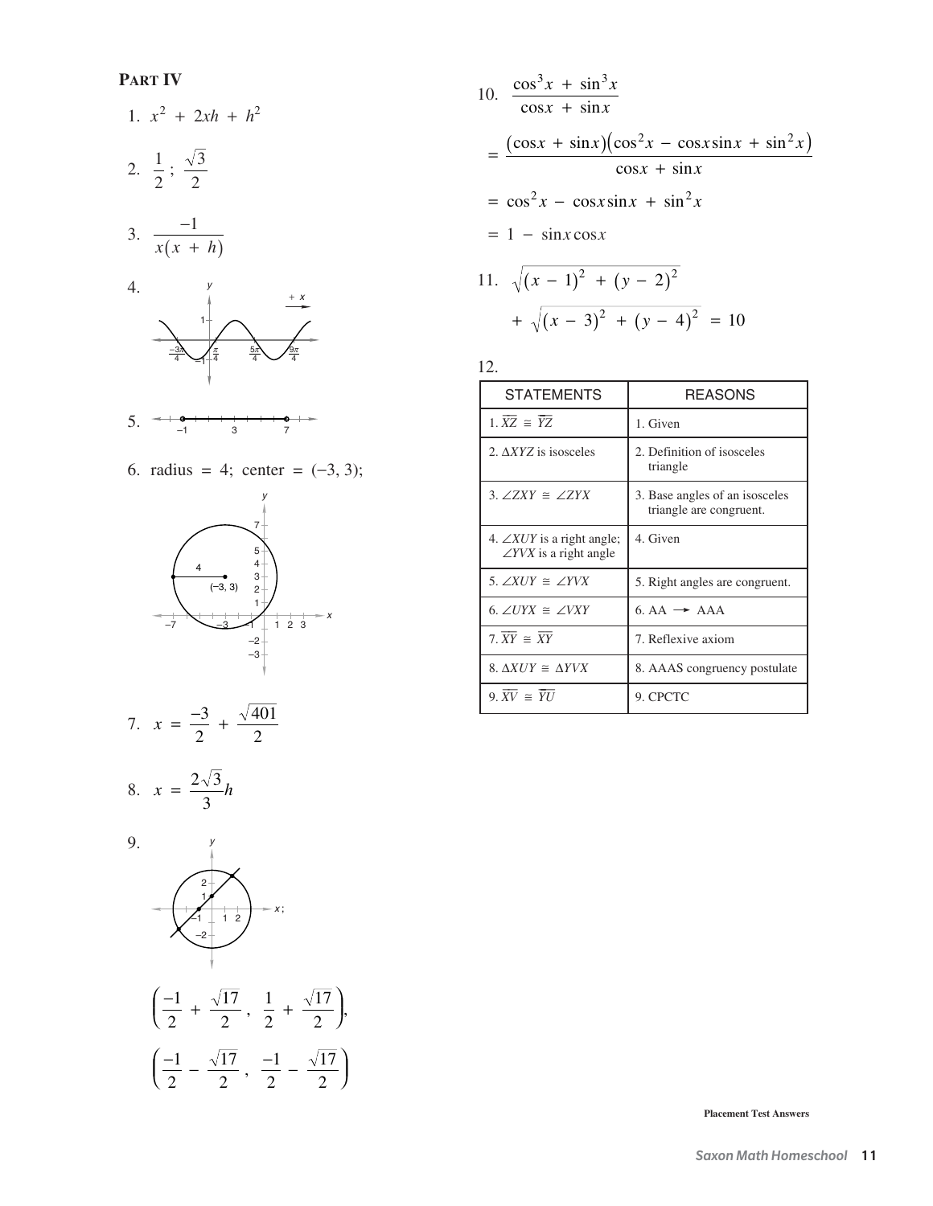**PART IV**

1. $x^2 + 2xh + h^2$

2. $\frac{1}{2}$; $\frac{\sqrt{3}}{2}$

3. $\frac{-1}{x(x + h)}$

4. 

5. 

6. radius = 4; center = (−3, 3);

7. $x = \frac{-3}{2} + \frac{\sqrt{401}}{2}$

8. $x = \frac{2\sqrt{3}}{3}h$

9. 

$\left(\frac{-1}{2} + \frac{\sqrt{17}}{2}, \frac{1}{2} + \frac{\sqrt{17}}{2}\right)$,

$\left(\frac{-1}{2} - \frac{\sqrt{17}}{2}, \frac{-1}{2} - \frac{\sqrt{17}}{2}\right)$

10. $\frac{\cos^3 x + \sin^3 x}{\cos x + \sin x}$

$= \frac{(\cos x + \sin x)(\cos^2 x - \cos x \sin x + \sin^2 x)}{\cos x + \sin x}$

$= \cos^2 x - \cos x \sin x + \sin^2 x$

$= 1 - \sin x \cos x$

11. $\sqrt{(x - 1)^2 + (y - 2)^2} + \sqrt{(x - 3)^2 + (y - 4)^2} = 10$

12.

| STATEMENTS | REASONS |
|---|---|
| 1. $\overline{XZ} \cong \overline{YZ}$ | 1. Given |
| 2. $\Delta XYZ$ is isosceles | 2. Definition of isosceles triangle |
| 3. $\angle ZXY \cong \angle ZYX$ | 3. Base angles of an isosceles triangle are congruent. |
| 4. $\angle XUY$ is a right angle; $\angle YVX$ is a right angle | 4. Given |
| 5. $\angle XUY \cong \angle YVX$ | 5. Right angles are congruent. |
| 6. $\angle UYX \cong \angle VXY$ | 6. AA → AAA |
| 7. $\overline{XY} \cong \overline{XY}$ | 7. Reflexive axiom |
| 8. $\Delta XUY \cong \Delta YVX$ | 8. AAAS congruency postulate |
| 9. $\overline{XV} \cong \overline{YU}$ | 9. CPCTC |

Placement Test Answers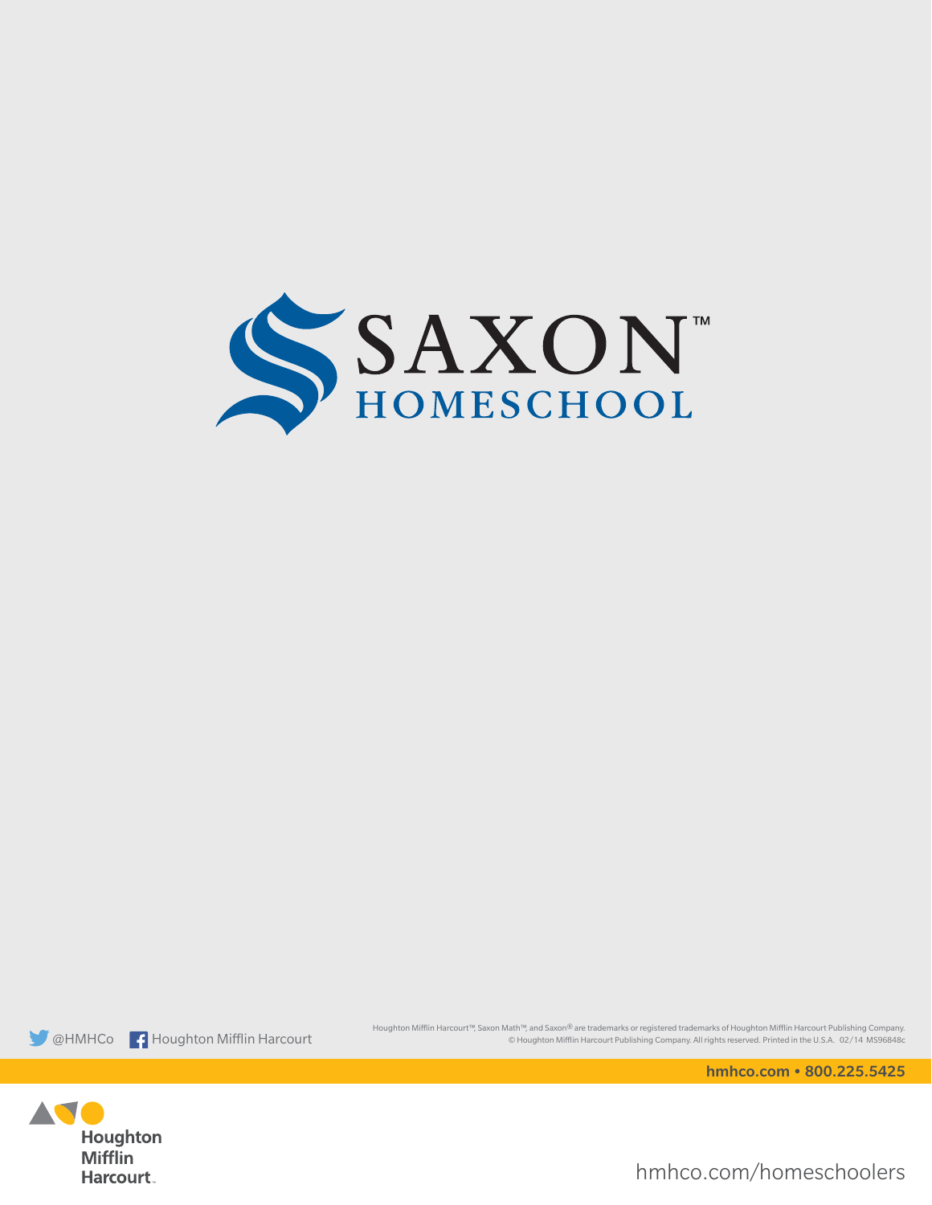SAXON™

HOMESCHOOL

@HMHCo Houghton Mifflin Harcourt

Houghton Mifflin Harcourt™, Saxon Math™, and Saxon® are trademarks or registered trademarks of Houghton Mifflin Harcourt Publishing Company.
© Houghton Mifflin Harcourt Publishing Company. All rights reserved. Printed in the U.S.A. 02/14 MS96848c

**hmhco.com • 800.225.5425**

**Houghton Mifflin Harcourt**

hmhco.com/homeschoolers